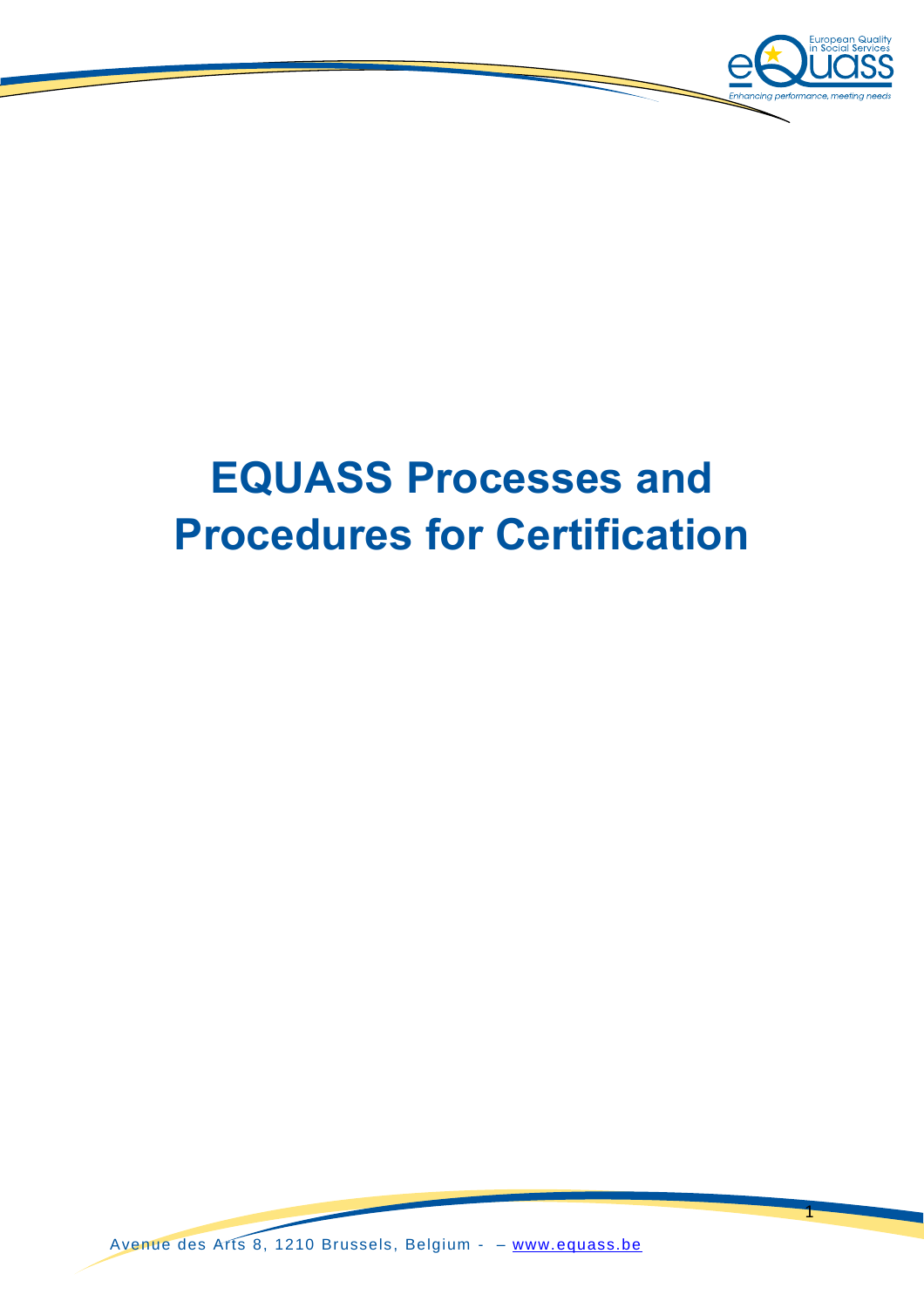# EQUASS Processes and Procedures for Certification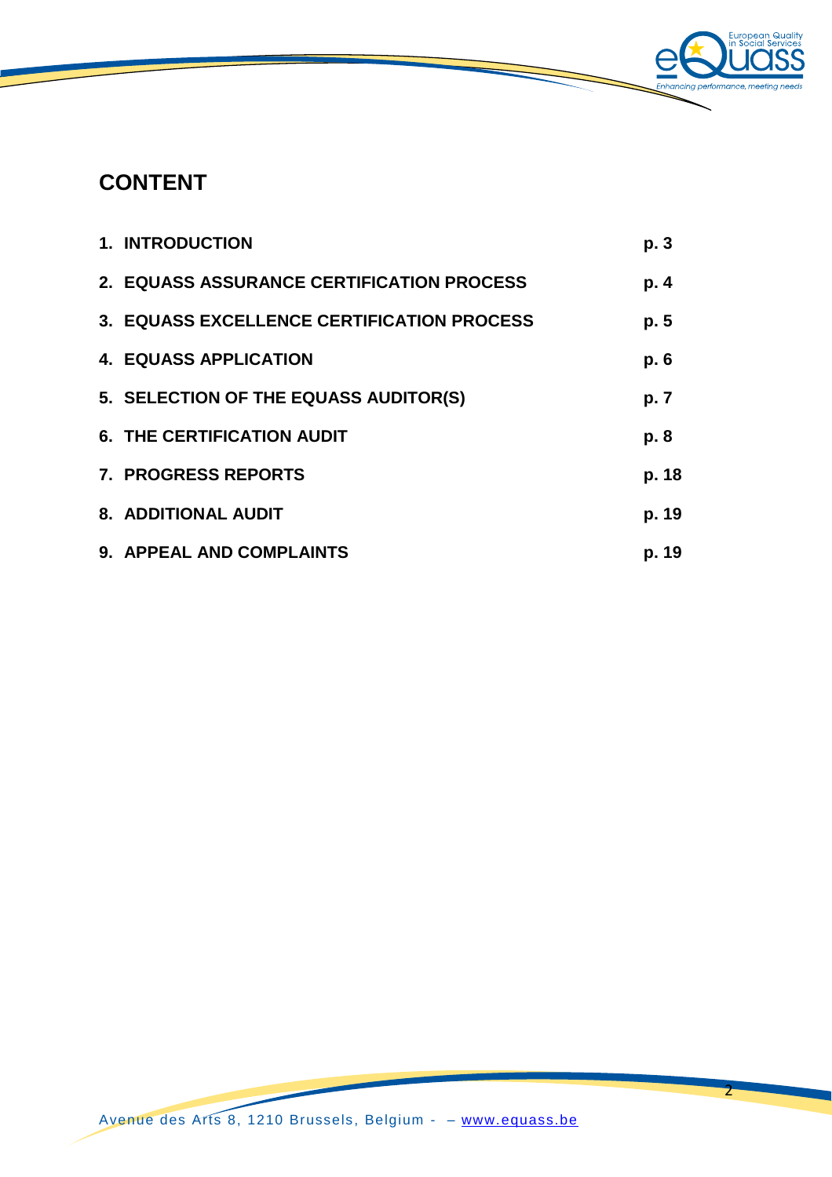# CONTENT

| | |
|---|---|
| **1. INTRODUCTION** | **p. 3** |
| **2. EQUASS ASSURANCE CERTIFICATION PROCESS** | **p. 4** |
| **3. EQUASS EXCELLENCE CERTIFICATION PROCESS** | **p. 5** |
| **4. EQUASS APPLICATION** | **p. 6** |
| **5. SELECTION OF THE EQUASS AUDITOR(S)** | **p. 7** |
| **6. THE CERTIFICATION AUDIT** | **p. 8** |
| **7. PROGRESS REPORTS** | **p. 18** |
| **8. ADDITIONAL AUDIT** | **p. 19** |
| **9. APPEAL AND COMPLAINTS** | **p. 19** |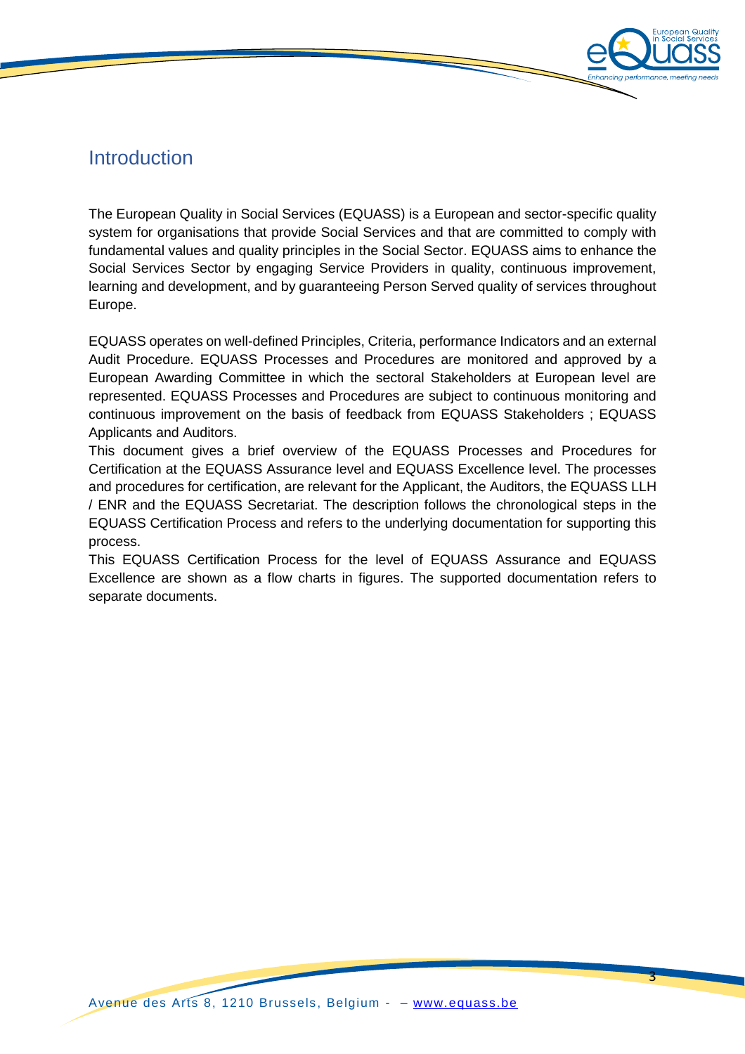## Introduction

The European Quality in Social Services (EQUASS) is a European and sector-specific quality system for organisations that provide Social Services and that are committed to comply with fundamental values and quality principles in the Social Sector. EQUASS aims to enhance the Social Services Sector by engaging Service Providers in quality, continuous improvement, learning and development, and by guaranteeing Person Served quality of services throughout Europe.

EQUASS operates on well-defined Principles, Criteria, performance Indicators and an external Audit Procedure. EQUASS Processes and Procedures are monitored and approved by a European Awarding Committee in which the sectoral Stakeholders at European level are represented. EQUASS Processes and Procedures are subject to continuous monitoring and continuous improvement on the basis of feedback from EQUASS Stakeholders ; EQUASS Applicants and Auditors.

This document gives a brief overview of the EQUASS Processes and Procedures for Certification at the EQUASS Assurance level and EQUASS Excellence level. The processes and procedures for certification, are relevant for the Applicant, the Auditors, the EQUASS LLH / ENR and the EQUASS Secretariat. The description follows the chronological steps in the EQUASS Certification Process and refers to the underlying documentation for supporting this process.

This EQUASS Certification Process for the level of EQUASS Assurance and EQUASS Excellence are shown as a flow charts in figures. The supported documentation refers to separate documents.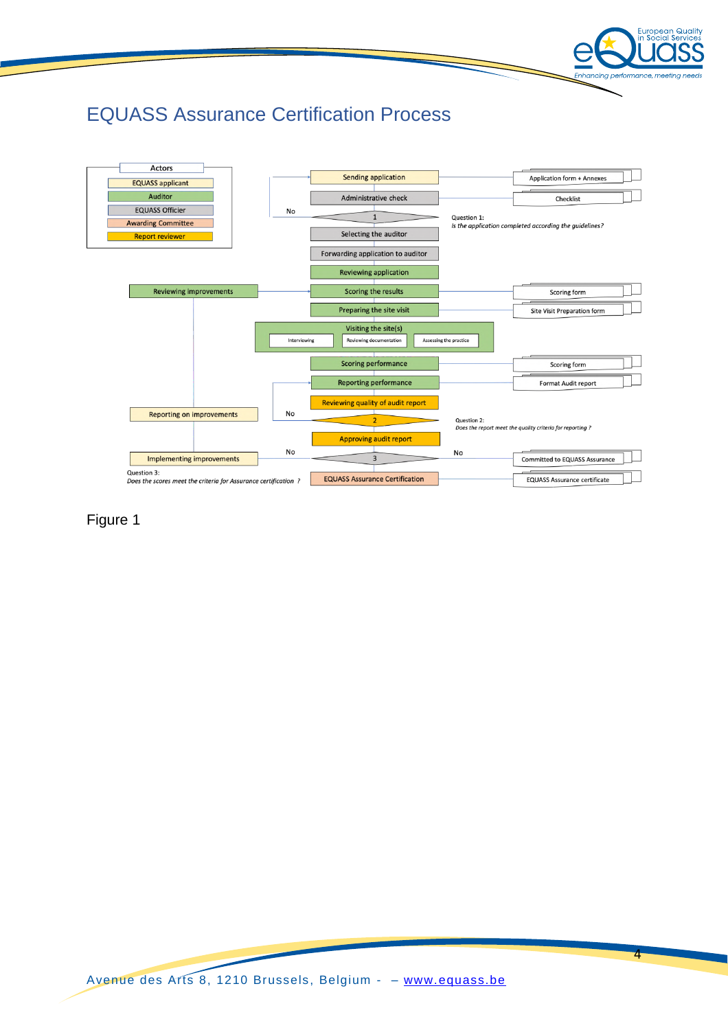# EQUASS Assurance Certification Process

**Actors**

- EQUASS applicant
- Auditor
- EQUASS Officier
- Awarding Committee
- Report reviewer

Sending application — Application form + Annexes

Administrative check — Checklist

1 — No

Question 1:
*Is the application completed according the guidelines?*

Selecting the auditor

Forwarding application to auditor

Reviewing application

Scoring the results — Scoring form

Reviewing improvements

Preparing the site visit — Site Visit Preparation form

Visiting the site(s)
- Interviewing
- Reviewing documentation
- Assessing the practice

Scoring performance — Scoring form

Reporting performance — Format Audit report

Reviewing quality of audit report

2 — No

Reporting on improvements

Question 2:
*Does the report meet the quality criteria for reporting ?*

Approving audit report

3 — No — Committed to EQUASS Assurance

No — Implementing improvements

Question 3:
*Does the scores meet the criteria for Assurance certification ?*

EQUASS Assurance Certification — EQUASS Assurance certificate

Figure 1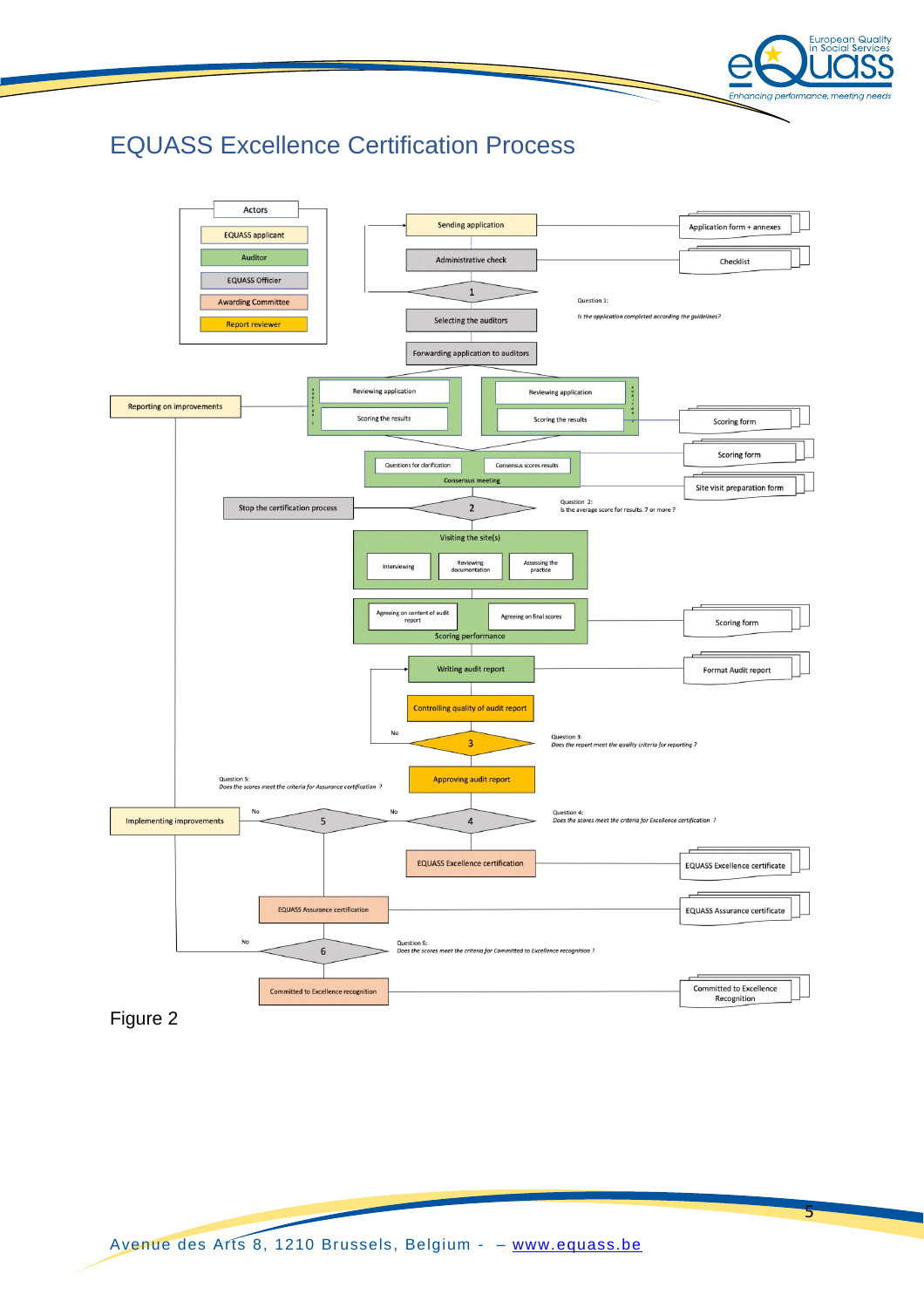# EQUASS Excellence Certification Process

**Actors**
- EQUASS applicant
- Auditor
- EQUASS Officier
- Awarding Committee
- Report reviewer

Sending application — Application form + annexes

Administrative check — Checklist

1 — Question 1: *Is the application completed according the guidelines?*

Selecting the auditors

Forwarding application to auditors

Auditor: Reviewing application; Scoring the results

Auditor: Reviewing application; Scoring the results — Scoring form

Reporting on improvements

Consensus meeting: Questions for clarification; Consensus scores results — Scoring form; Site visit preparation form

2 — Question 2: Is the average score for results: 7 or more ?

Stop the certification process

Visiting the site(s): Interviewing; Reviewing documentation; Assessing the practice

Scoring performance: Agreeing on content of audit report; Agreeing on final scores — Scoring form

Writing audit report — Format Audit report

Controlling quality of audit report

3 — Question 3: *Does the report meet the quality criteria for reporting ?* (No → Writing audit report)

Approving audit report

4 — Question 4: *Does the scores meet the criteria for Excellence certification ?* (No → 5)

EQUASS Excellence certification — EQUASS Excellence certificate

5 — Question 5: *Does the scores meet the criteria for Assurance certification ?* (No → Implementing improvements)

Implementing improvements

EQUASS Assurance certification — EQUASS Assurance certificate

6 — Question 6: *Does the scores meet the criteria for Committed to Excellence recognition ?* (No → Implementing improvements)

Committed to Excellence recognition — Committed to Excellence Recognition

Figure 2

Avenue des Arts 8, 1210 Brussels, Belgium - – www.equass.be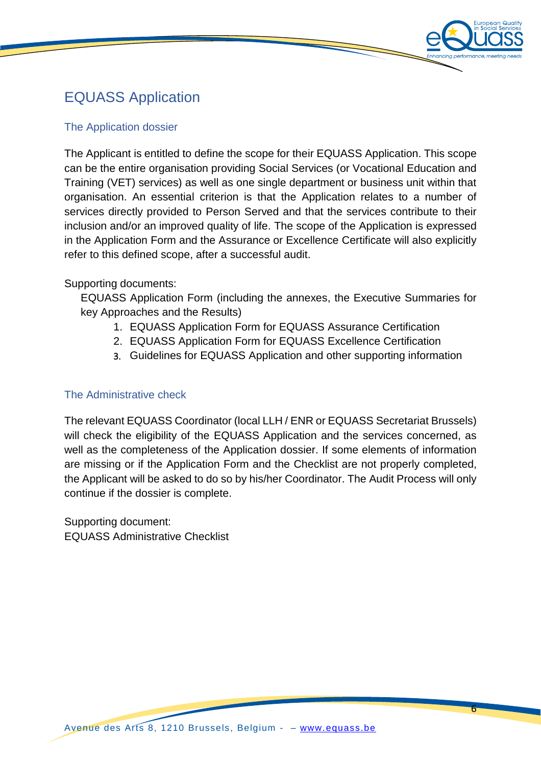# EQUASS Application

## The Application dossier

The Applicant is entitled to define the scope for their EQUASS Application. This scope can be the entire organisation providing Social Services (or Vocational Education and Training (VET) services) as well as one single department or business unit within that organisation. An essential criterion is that the Application relates to a number of services directly provided to Person Served and that the services contribute to their inclusion and/or an improved quality of life. The scope of the Application is expressed in the Application Form and the Assurance or Excellence Certificate will also explicitly refer to this defined scope, after a successful audit.

Supporting documents:

EQUASS Application Form (including the annexes, the Executive Summaries for key Approaches and the Results)

1. EQUASS Application Form for EQUASS Assurance Certification
2. EQUASS Application Form for EQUASS Excellence Certification
3. Guidelines for EQUASS Application and other supporting information

## The Administrative check

The relevant EQUASS Coordinator (local LLH / ENR or EQUASS Secretariat Brussels) will check the eligibility of the EQUASS Application and the services concerned, as well as the completeness of the Application dossier. If some elements of information are missing or if the Application Form and the Checklist are not properly completed, the Applicant will be asked to do so by his/her Coordinator. The Audit Process will only continue if the dossier is complete.

Supporting document:
EQUASS Administrative Checklist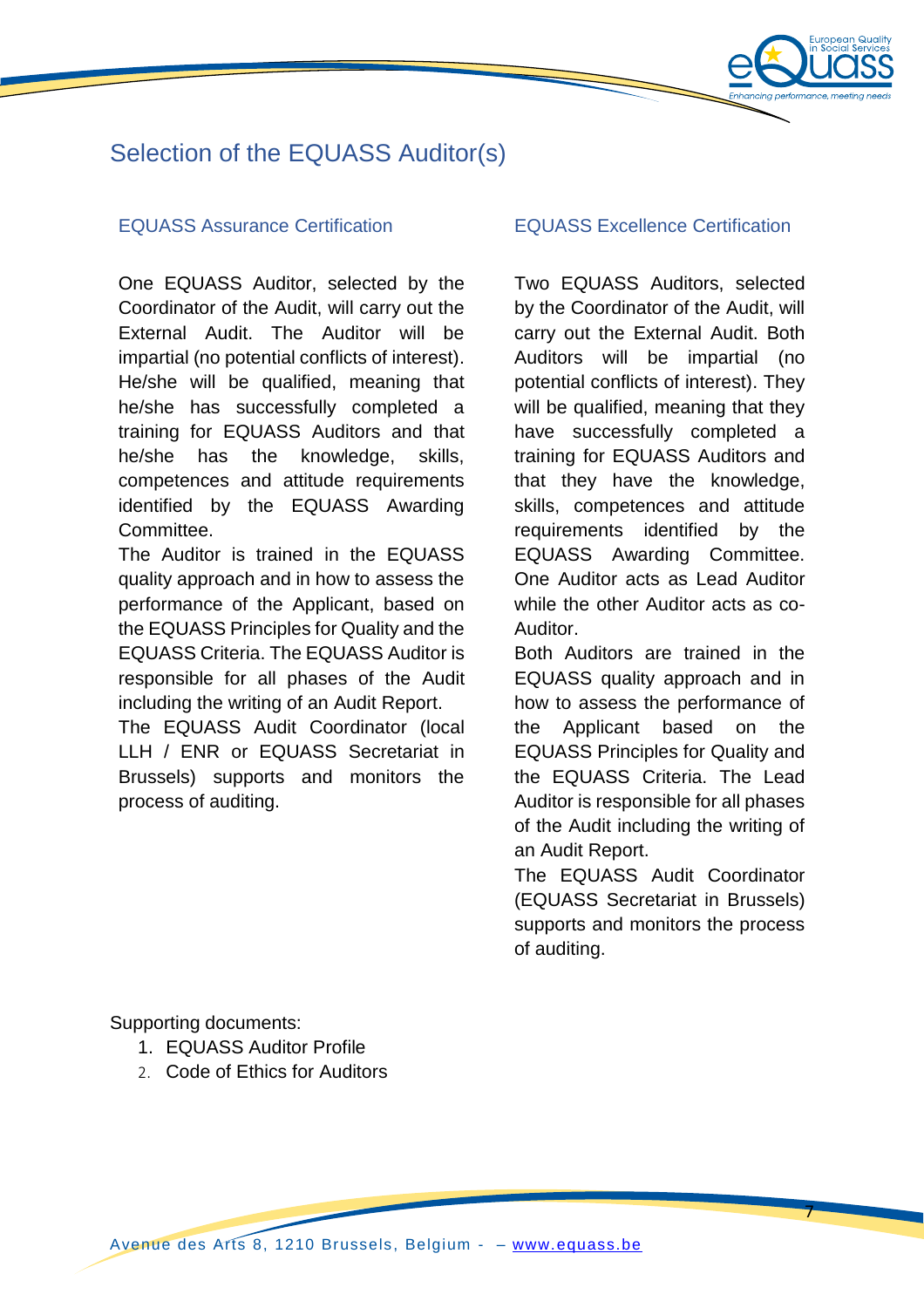# Selection of the EQUASS Auditor(s)

## EQUASS Assurance Certification

One EQUASS Auditor, selected by the Coordinator of the Audit, will carry out the External Audit. The Auditor will be impartial (no potential conflicts of interest). He/she will be qualified, meaning that he/she has successfully completed a training for EQUASS Auditors and that he/she has the knowledge, skills, competences and attitude requirements identified by the EQUASS Awarding Committee.

The Auditor is trained in the EQUASS quality approach and in how to assess the performance of the Applicant, based on the EQUASS Principles for Quality and the EQUASS Criteria. The EQUASS Auditor is responsible for all phases of the Audit including the writing of an Audit Report.

The EQUASS Audit Coordinator (local LLH / ENR or EQUASS Secretariat in Brussels) supports and monitors the process of auditing.

## EQUASS Excellence Certification

Two EQUASS Auditors, selected by the Coordinator of the Audit, will carry out the External Audit. Both Auditors will be impartial (no potential conflicts of interest). They will be qualified, meaning that they have successfully completed a training for EQUASS Auditors and that they have the knowledge, skills, competences and attitude requirements identified by the EQUASS Awarding Committee. One Auditor acts as Lead Auditor while the other Auditor acts as co-Auditor.

Both Auditors are trained in the EQUASS quality approach and in how to assess the performance of the Applicant based on the EQUASS Principles for Quality and the EQUASS Criteria. The Lead Auditor is responsible for all phases of the Audit including the writing of an Audit Report.

The EQUASS Audit Coordinator (EQUASS Secretariat in Brussels) supports and monitors the process of auditing.

Supporting documents:

1. EQUASS Auditor Profile
2. Code of Ethics for Auditors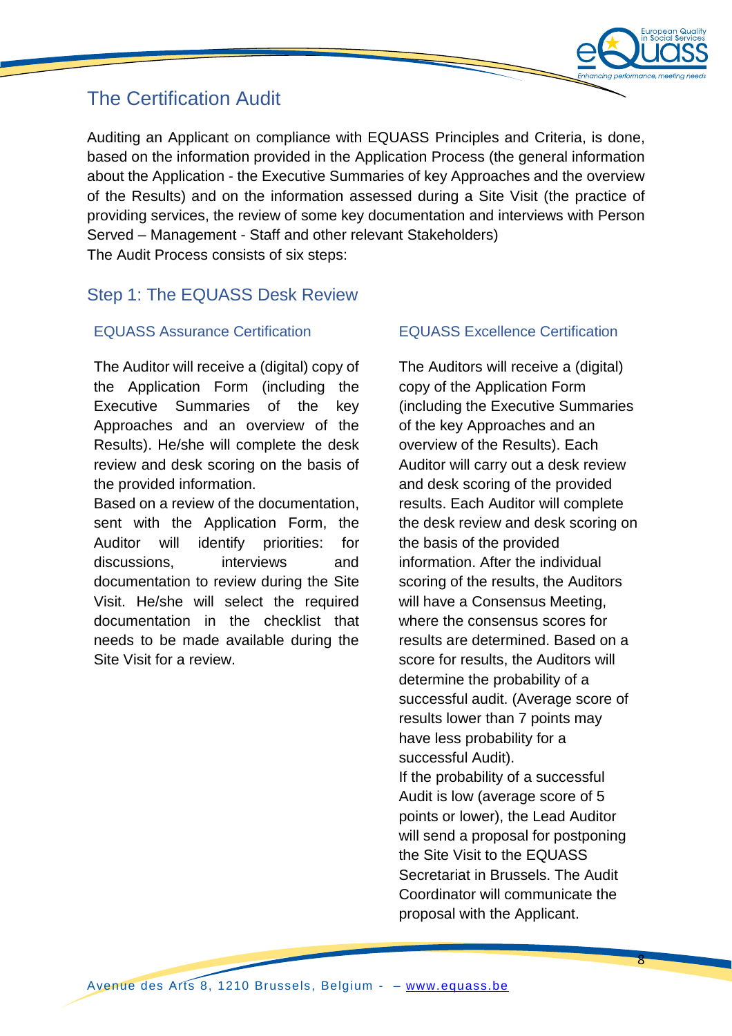## The Certification Audit

Auditing an Applicant on compliance with EQUASS Principles and Criteria, is done, based on the information provided in the Application Process (the general information about the Application - the Executive Summaries of key Approaches and the overview of the Results) and on the information assessed during a Site Visit (the practice of providing services, the review of some key documentation and interviews with Person Served – Management - Staff and other relevant Stakeholders)
The Audit Process consists of six steps:

### Step 1: The EQUASS Desk Review

#### EQUASS Assurance Certification

The Auditor will receive a (digital) copy of the Application Form (including the Executive Summaries of the key Approaches and an overview of the Results). He/she will complete the desk review and desk scoring on the basis of the provided information.
Based on a review of the documentation, sent with the Application Form, the Auditor will identify priorities: for discussions, interviews and documentation to review during the Site Visit. He/she will select the required documentation in the checklist that needs to be made available during the Site Visit for a review.

#### EQUASS Excellence Certification

The Auditors will receive a (digital) copy of the Application Form (including the Executive Summaries of the key Approaches and an overview of the Results). Each Auditor will carry out a desk review and desk scoring of the provided results. Each Auditor will complete the desk review and desk scoring on the basis of the provided information. After the individual scoring of the results, the Auditors will have a Consensus Meeting, where the consensus scores for results are determined. Based on a score for results, the Auditors will determine the probability of a successful audit. (Average score of results lower than 7 points may have less probability for a successful Audit).
If the probability of a successful Audit is low (average score of 5 points or lower), the Lead Auditor will send a proposal for postponing the Site Visit to the EQUASS Secretariat in Brussels. The Audit Coordinator will communicate the proposal with the Applicant.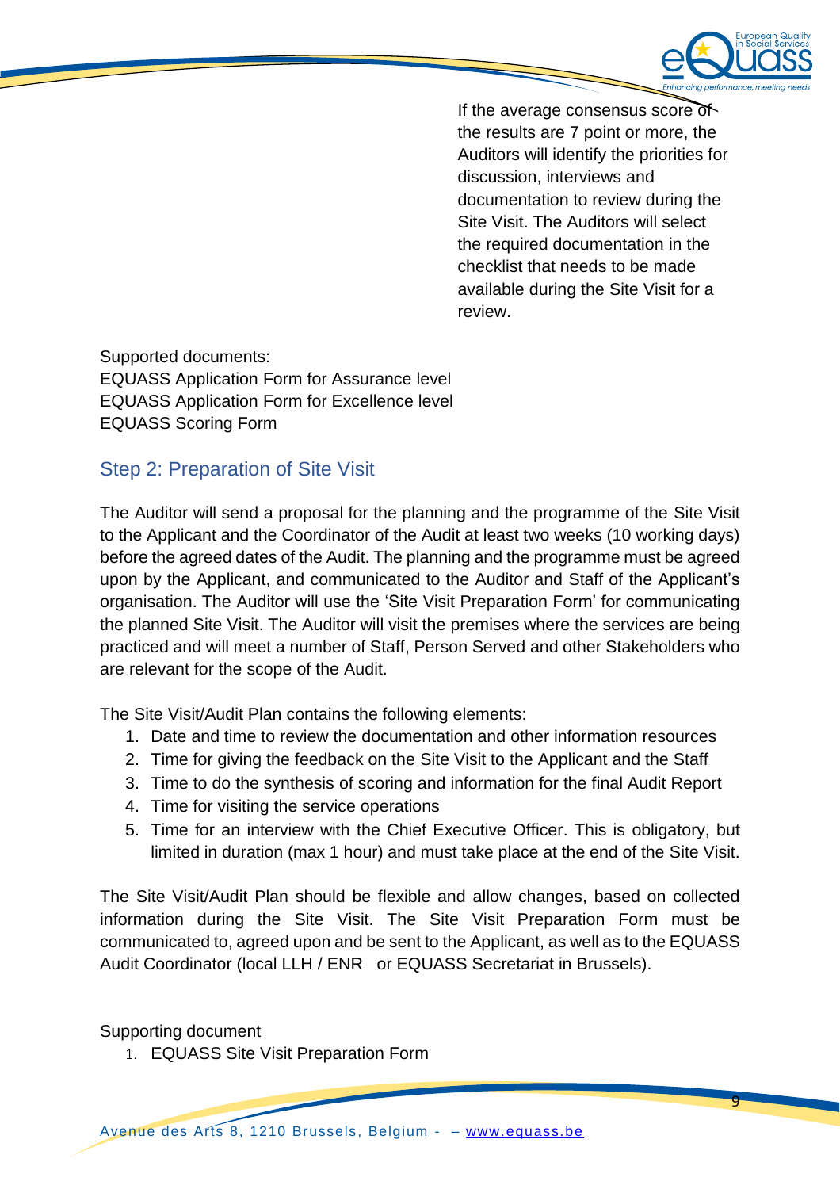If the average consensus score of the results are 7 point or more, the Auditors will identify the priorities for discussion, interviews and documentation to review during the Site Visit. The Auditors will select the required documentation in the checklist that needs to be made available during the Site Visit for a review.

Supported documents:
EQUASS Application Form for Assurance level
EQUASS Application Form for Excellence level
EQUASS Scoring Form

## Step 2: Preparation of Site Visit

The Auditor will send a proposal for the planning and the programme of the Site Visit to the Applicant and the Coordinator of the Audit at least two weeks (10 working days) before the agreed dates of the Audit. The planning and the programme must be agreed upon by the Applicant, and communicated to the Auditor and Staff of the Applicant's organisation. The Auditor will use the 'Site Visit Preparation Form' for communicating the planned Site Visit. The Auditor will visit the premises where the services are being practiced and will meet a number of Staff, Person Served and other Stakeholders who are relevant for the scope of the Audit.

The Site Visit/Audit Plan contains the following elements:

1. Date and time to review the documentation and other information resources
2. Time for giving the feedback on the Site Visit to the Applicant and the Staff
3. Time to do the synthesis of scoring and information for the final Audit Report
4. Time for visiting the service operations
5. Time for an interview with the Chief Executive Officer. This is obligatory, but limited in duration (max 1 hour) and must take place at the end of the Site Visit.

The Site Visit/Audit Plan should be flexible and allow changes, based on collected information during the Site Visit. The Site Visit Preparation Form must be communicated to, agreed upon and be sent to the Applicant, as well as to the EQUASS Audit Coordinator (local LLH / ENR or EQUASS Secretariat in Brussels).

Supporting document

1. EQUASS Site Visit Preparation Form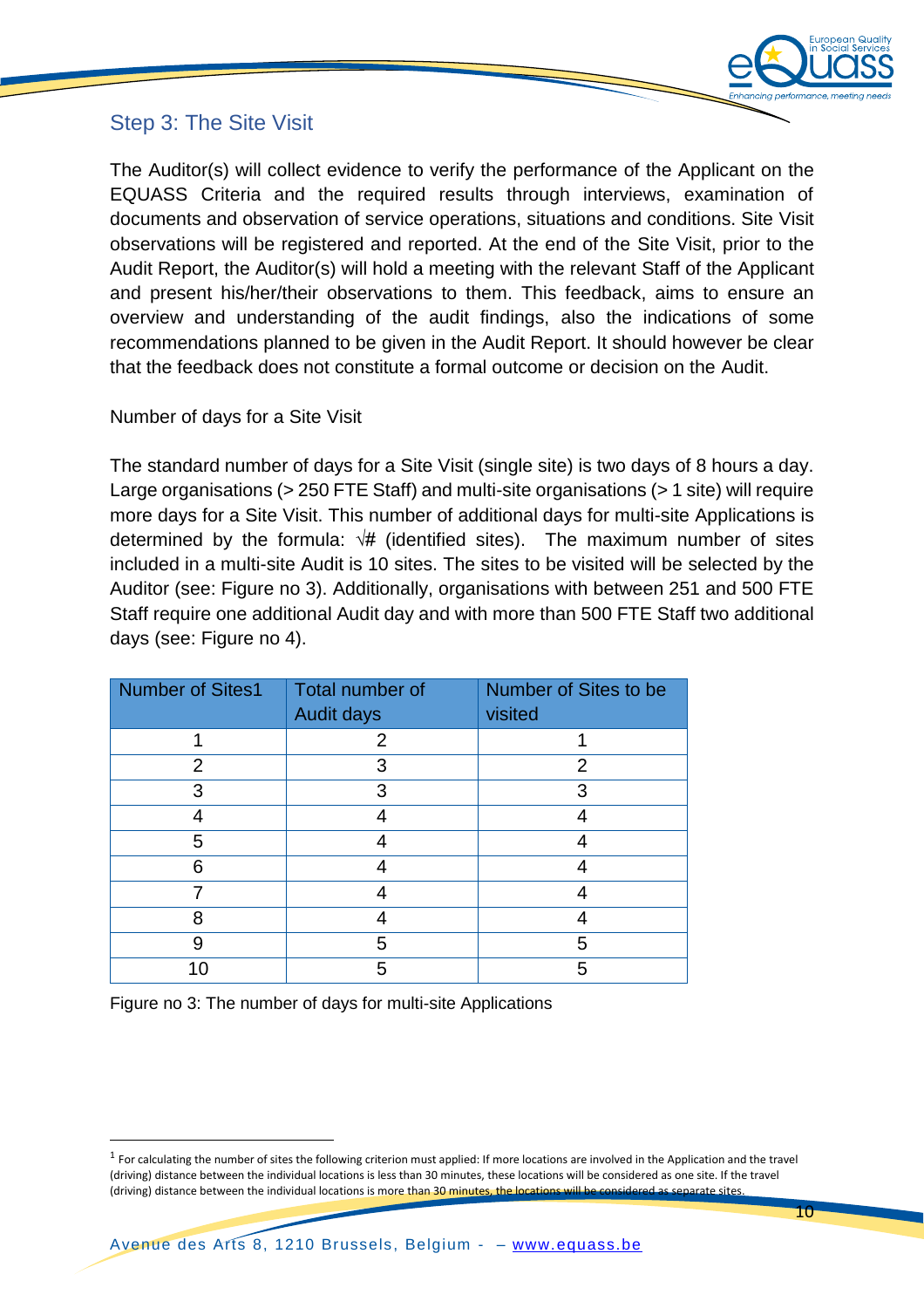## Step 3: The Site Visit

The Auditor(s) will collect evidence to verify the performance of the Applicant on the EQUASS Criteria and the required results through interviews, examination of documents and observation of service operations, situations and conditions. Site Visit observations will be registered and reported. At the end of the Site Visit, prior to the Audit Report, the Auditor(s) will hold a meeting with the relevant Staff of the Applicant and present his/her/their observations to them. This feedback, aims to ensure an overview and understanding of the audit findings, also the indications of some recommendations planned to be given in the Audit Report. It should however be clear that the feedback does not constitute a formal outcome or decision on the Audit.

Number of days for a Site Visit

The standard number of days for a Site Visit (single site) is two days of 8 hours a day. Large organisations (> 250 FTE Staff) and multi-site organisations (> 1 site) will require more days for a Site Visit. This number of additional days for multi-site Applications is determined by the formula: √# (identified sites). The maximum number of sites included in a multi-site Audit is 10 sites. The sites to be visited will be selected by the Auditor (see: Figure no 3). Additionally, organisations with between 251 and 500 FTE Staff require one additional Audit day and with more than 500 FTE Staff two additional days (see: Figure no 4).

| Number of Sites[1] | Total number of Audit days | Number of Sites to be visited |
|---|---|---|
| 1 | 2 | 1 |
| 2 | 3 | 2 |
| 3 | 3 | 3 |
| 4 | 4 | 4 |
| 5 | 4 | 4 |
| 6 | 4 | 4 |
| 7 | 4 | 4 |
| 8 | 4 | 4 |
| 9 | 5 | 5 |
| 10 | 5 | 5 |

Figure no 3: The number of days for multi-site Applications

[1] For calculating the number of sites the following criterion must applied: If more locations are involved in the Application and the travel (driving) distance between the individual locations is less than 30 minutes, these locations will be considered as one site. If the travel (driving) distance between the individual locations is more than 30 minutes, the locations will be considered as separate sites.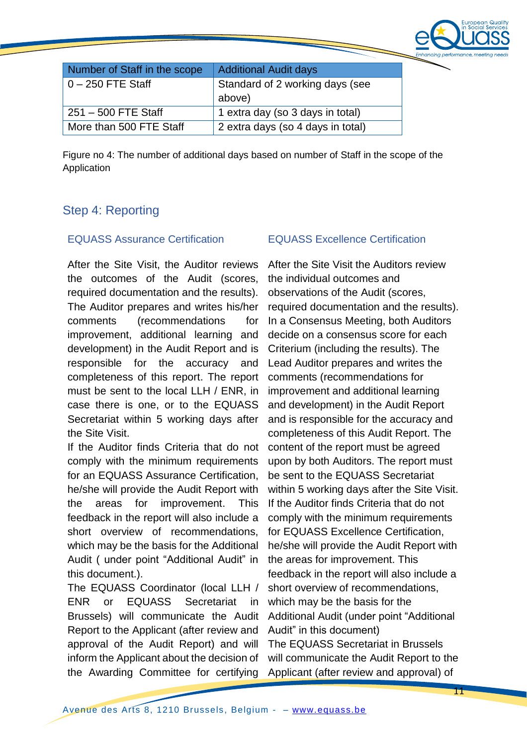| Number of Staff in the scope | Additional Audit days |
| --- | --- |
| 0 – 250 FTE Staff | Standard of 2 working days (see above) |
| 251 – 500 FTE Staff | 1 extra day (so 3 days in total) |
| More than 500 FTE Staff | 2 extra days (so 4 days in total) |

Figure no 4: The number of additional days based on number of Staff in the scope of the Application

## Step 4: Reporting

### EQUASS Assurance Certification

After the Site Visit, the Auditor reviews the outcomes of the Audit (scores, required documentation and the results). The Auditor prepares and writes his/her comments (recommendations for improvement, additional learning and development) in the Audit Report and is responsible for the accuracy and completeness of this report. The report must be sent to the local LLH / ENR, in case there is one, or to the EQUASS Secretariat within 5 working days after the Site Visit.

If the Auditor finds Criteria that do not comply with the minimum requirements for an EQUASS Assurance Certification, he/she will provide the Audit Report with the areas for improvement. This feedback in the report will also include a short overview of recommendations, which may be the basis for the Additional Audit ( under point "Additional Audit" in this document.).

The EQUASS Coordinator (local LLH / ENR or EQUASS Secretariat in Brussels) will communicate the Audit Report to the Applicant (after review and approval of the Audit Report) and will inform the Applicant about the decision of the Awarding Committee for certifying

### EQUASS Excellence Certification

After the Site Visit the Auditors review the individual outcomes and observations of the Audit (scores, required documentation and the results). In a Consensus Meeting, both Auditors decide on a consensus score for each Criterium (including the results). The Lead Auditor prepares and writes the comments (recommendations for improvement and additional learning and development) in the Audit Report and is responsible for the accuracy and completeness of this Audit Report. The content of the report must be agreed upon by both Auditors. The report must be sent to the EQUASS Secretariat within 5 working days after the Site Visit.

If the Auditor finds Criteria that do not comply with the minimum requirements for EQUASS Excellence Certification, he/she will provide the Audit Report with the areas for improvement. This feedback in the report will also include a short overview of recommendations, which may be the basis for the Additional Audit (under point "Additional Audit" in this document)

The EQUASS Secretariat in Brussels will communicate the Audit Report to the Applicant (after review and approval) of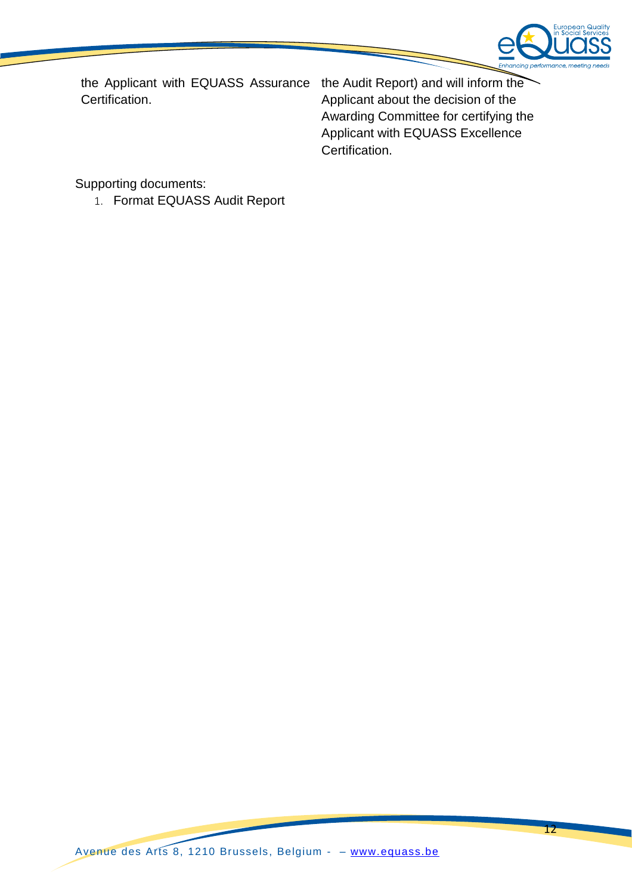| | |
|---|---|
| the Applicant with EQUASS Assurance Certification. | the Audit Report) and will inform the Applicant about the decision of the Awarding Committee for certifying the Applicant with EQUASS Excellence Certification. |

Supporting documents:

1. Format EQUASS Audit Report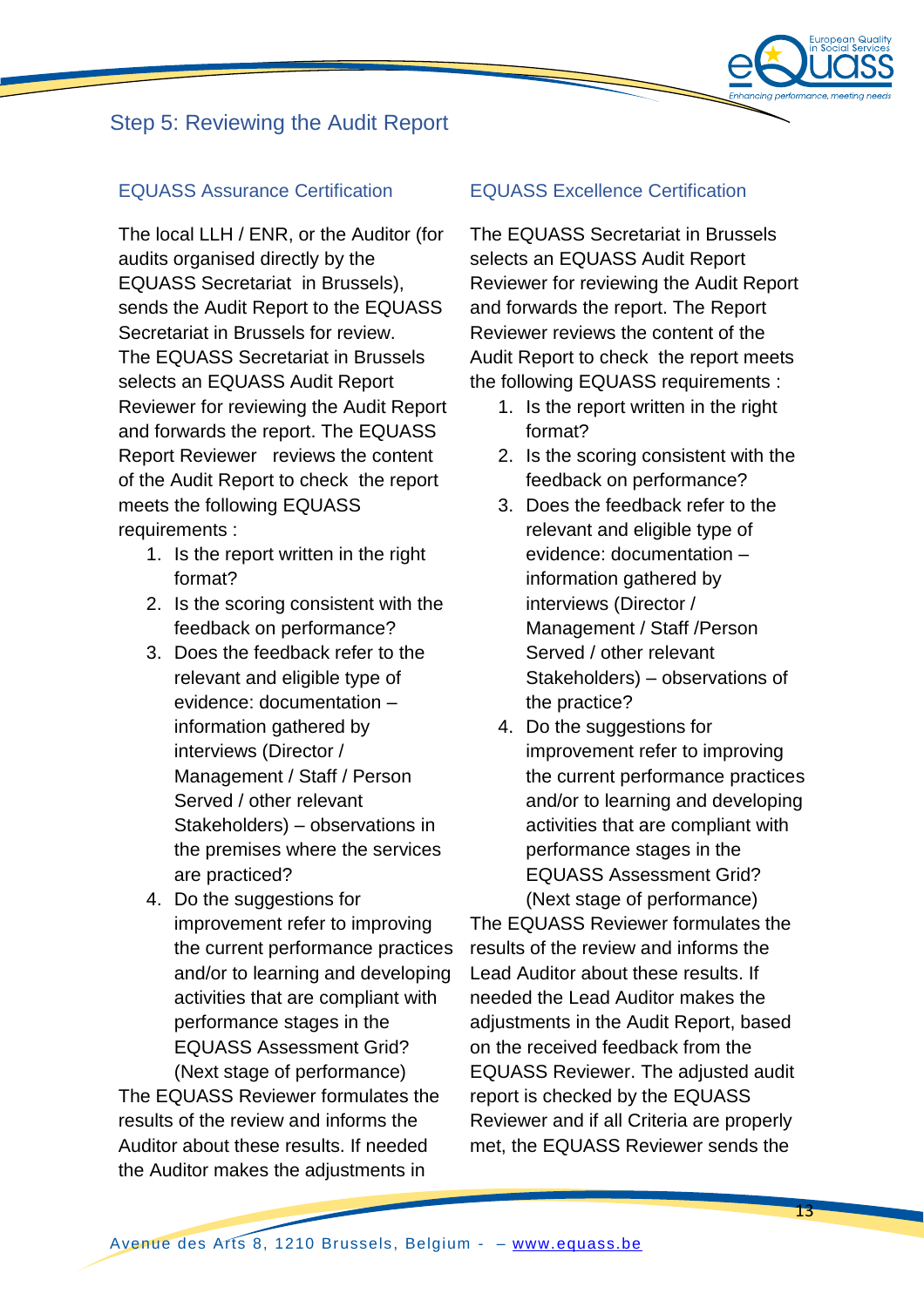## Step 5: Reviewing the Audit Report

### EQUASS Assurance Certification

The local LLH / ENR, or the Auditor (for audits organised directly by the EQUASS Secretariat in Brussels), sends the Audit Report to the EQUASS Secretariat in Brussels for review. The EQUASS Secretariat in Brussels selects an EQUASS Audit Report Reviewer for reviewing the Audit Report and forwards the report. The EQUASS Report Reviewer reviews the content of the Audit Report to check the report meets the following EQUASS requirements :

1. Is the report written in the right format?
2. Is the scoring consistent with the feedback on performance?
3. Does the feedback refer to the relevant and eligible type of evidence: documentation – information gathered by interviews (Director / Management / Staff / Person Served / other relevant Stakeholders) – observations in the premises where the services are practiced?
4. Do the suggestions for improvement refer to improving the current performance practices and/or to learning and developing activities that are compliant with performance stages in the EQUASS Assessment Grid? (Next stage of performance)

The EQUASS Reviewer formulates the results of the review and informs the Auditor about these results. If needed the Auditor makes the adjustments in

### EQUASS Excellence Certification

The EQUASS Secretariat in Brussels selects an EQUASS Audit Report Reviewer for reviewing the Audit Report and forwards the report. The Report Reviewer reviews the content of the Audit Report to check the report meets the following EQUASS requirements :

1. Is the report written in the right format?
2. Is the scoring consistent with the feedback on performance?
3. Does the feedback refer to the relevant and eligible type of evidence: documentation – information gathered by interviews (Director / Management / Staff /Person Served / other relevant Stakeholders) – observations of the practice?
4. Do the suggestions for improvement refer to improving the current performance practices and/or to learning and developing activities that are compliant with performance stages in the EQUASS Assessment Grid? (Next stage of performance)

The EQUASS Reviewer formulates the results of the review and informs the Lead Auditor about these results. If needed the Lead Auditor makes the adjustments in the Audit Report, based on the received feedback from the EQUASS Reviewer. The adjusted audit report is checked by the EQUASS Reviewer and if all Criteria are properly met, the EQUASS Reviewer sends the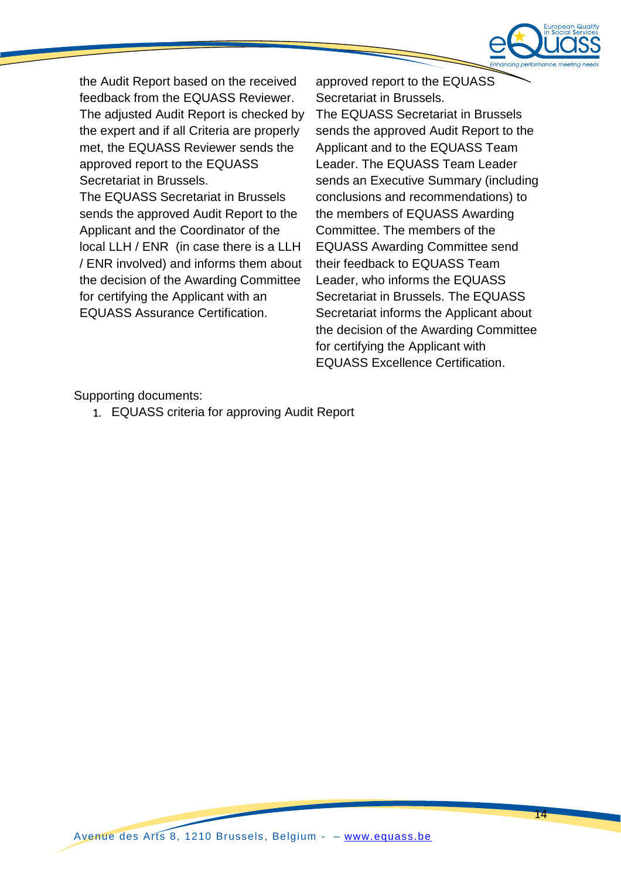the Audit Report based on the received feedback from the EQUASS Reviewer. The adjusted Audit Report is checked by the expert and if all Criteria are properly met, the EQUASS Reviewer sends the approved report to the EQUASS Secretariat in Brussels.
The EQUASS Secretariat in Brussels sends the approved Audit Report to the Applicant and the Coordinator of the local LLH / ENR (in case there is a LLH / ENR involved) and informs them about the decision of the Awarding Committee for certifying the Applicant with an EQUASS Assurance Certification.

approved report to the EQUASS Secretariat in Brussels.
The EQUASS Secretariat in Brussels sends the approved Audit Report to the Applicant and to the EQUASS Team Leader. The EQUASS Team Leader sends an Executive Summary (including conclusions and recommendations) to the members of EQUASS Awarding Committee. The members of the EQUASS Awarding Committee send their feedback to EQUASS Team Leader, who informs the EQUASS Secretariat in Brussels. The EQUASS Secretariat informs the Applicant about the decision of the Awarding Committee for certifying the Applicant with EQUASS Excellence Certification.

Supporting documents:

1. EQUASS criteria for approving Audit Report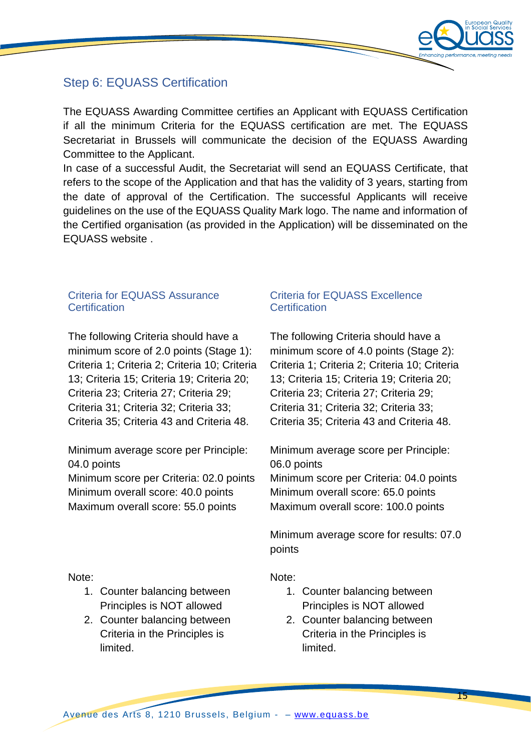## Step 6: EQUASS Certification

The EQUASS Awarding Committee certifies an Applicant with EQUASS Certification if all the minimum Criteria for the EQUASS certification are met. The EQUASS Secretariat in Brussels will communicate the decision of the EQUASS Awarding Committee to the Applicant.
In case of a successful Audit, the Secretariat will send an EQUASS Certificate, that refers to the scope of the Application and that has the validity of 3 years, starting from the date of approval of the Certification. The successful Applicants will receive guidelines on the use of the EQUASS Quality Mark logo. The name and information of the Certified organisation (as provided in the Application) will be disseminated on the EQUASS website .

### Criteria for EQUASS Assurance Certification

The following Criteria should have a minimum score of 2.0 points (Stage 1): Criteria 1; Criteria 2; Criteria 10; Criteria 13; Criteria 15; Criteria 19; Criteria 20; Criteria 23; Criteria 27; Criteria 29; Criteria 31; Criteria 32; Criteria 33; Criteria 35; Criteria 43 and Criteria 48.

Minimum average score per Principle: 04.0 points
Minimum score per Criteria: 02.0 points
Minimum overall score: 40.0 points
Maximum overall score: 55.0 points

Note:

1. Counter balancing between Principles is NOT allowed
2. Counter balancing between Criteria in the Principles is limited.

### Criteria for EQUASS Excellence Certification

The following Criteria should have a minimum score of 4.0 points (Stage 2): Criteria 1; Criteria 2; Criteria 10; Criteria 13; Criteria 15; Criteria 19; Criteria 20; Criteria 23; Criteria 27; Criteria 29; Criteria 31; Criteria 32; Criteria 33; Criteria 35; Criteria 43 and Criteria 48.

Minimum average score per Principle: 06.0 points
Minimum score per Criteria: 04.0 points
Minimum overall score: 65.0 points
Maximum overall score: 100.0 points

Minimum average score for results: 07.0 points

Note:

1. Counter balancing between Principles is NOT allowed
2. Counter balancing between Criteria in the Principles is limited.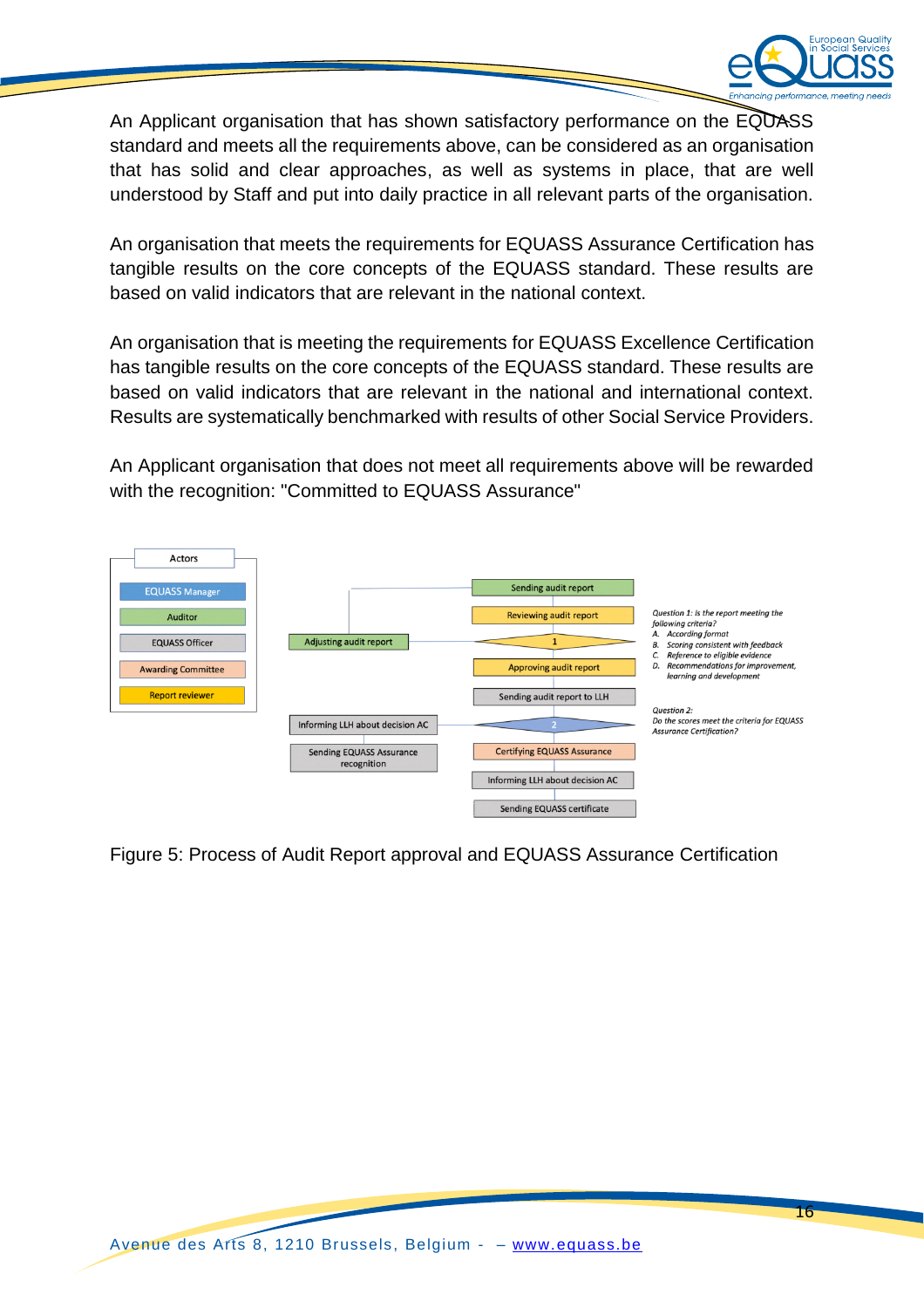An Applicant organisation that has shown satisfactory performance on the EQUASS standard and meets all the requirements above, can be considered as an organisation that has solid and clear approaches, as well as systems in place, that are well understood by Staff and put into daily practice in all relevant parts of the organisation.

An organisation that meets the requirements for EQUASS Assurance Certification has tangible results on the core concepts of the EQUASS standard. These results are based on valid indicators that are relevant in the national context.

An organisation that is meeting the requirements for EQUASS Excellence Certification has tangible results on the core concepts of the EQUASS standard. These results are based on valid indicators that are relevant in the national and international context. Results are systematically benchmarked with results of other Social Service Providers.

An Applicant organisation that does not meet all requirements above will be rewarded with the recognition: "Committed to EQUASS Assurance"

Actors: EQUASS Manager; Auditor; EQUASS Officer; Awarding Committee; Report reviewer

Sending audit report → Reviewing audit report → 1 → (no: Adjusting audit report) → Approving audit report → Sending audit report to LLH → 2 → Certifying EQUASS Assurance → Informing LLH about decision AC → Sending EQUASS certificate; (no: Informing LLH about decision AC → Sending EQUASS Assurance recognition)

*Question 1: Is the report meeting the following criteria?*
*A. According format*
*B. Scoring consistent with feedback*
*C. Reference to eligible evidence*
*D. Recommendations for improvement, learning and development*

*Question 2:*
*Do the scores meet the criteria for EQUASS Assurance Certification?*

Figure 5: Process of Audit Report approval and EQUASS Assurance Certification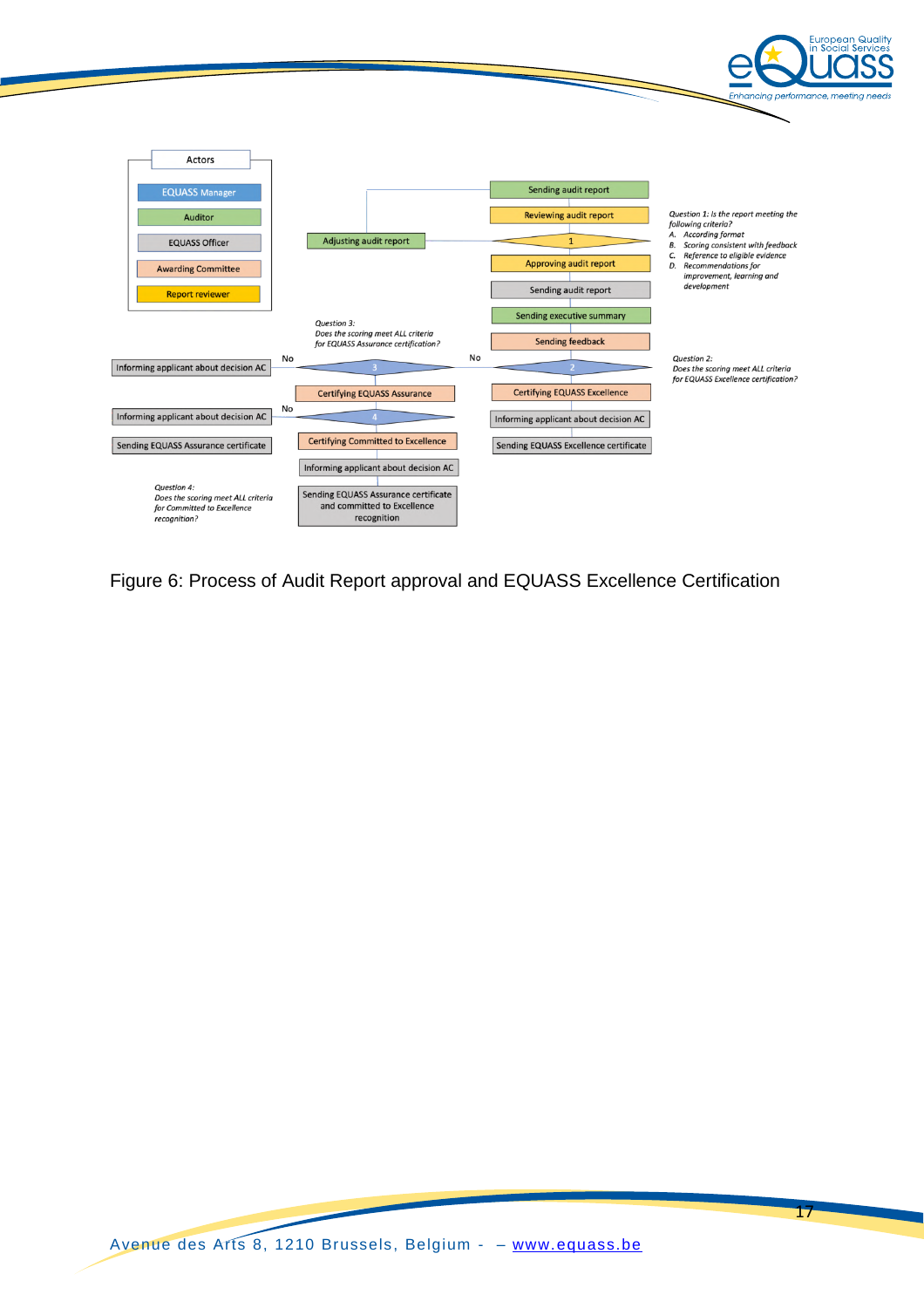Actors

- EQUASS Manager
- Auditor
- EQUASS Officer
- Awarding Committee
- Report reviewer

Sending audit report

Reviewing audit report

Adjusting audit report

1

*Question 1: Is the report meeting the following criteria?*
*A. According format*
*B. Scoring consistent with feedback*
*C. Reference to eligible evidence*
*D. Recommendations for improvement, learning and development*

Approving audit report

Sending audit report

Sending executive summary

Sending feedback

*Question 3: Does the scoring meet ALL criteria for EQUASS Assurance certification?*

*Question 2: Does the scoring meet ALL criteria for EQUASS Excellence certification?*

Informing applicant about decision AC — No — 3 — No — 2

Certifying EQUASS Assurance

Certifying EQUASS Excellence

Informing applicant about decision AC — No — 4

Informing applicant about decision AC

Sending EQUASS Assurance certificate

Certifying Committed to Excellence

Sending EQUASS Excellence certificate

Informing applicant about decision AC

*Question 4: Does the scoring meet ALL criteria for Committed to Excellence recognition?*

Sending EQUASS Assurance certificate and committed to Excellence recognition

Figure 6: Process of Audit Report approval and EQUASS Excellence Certification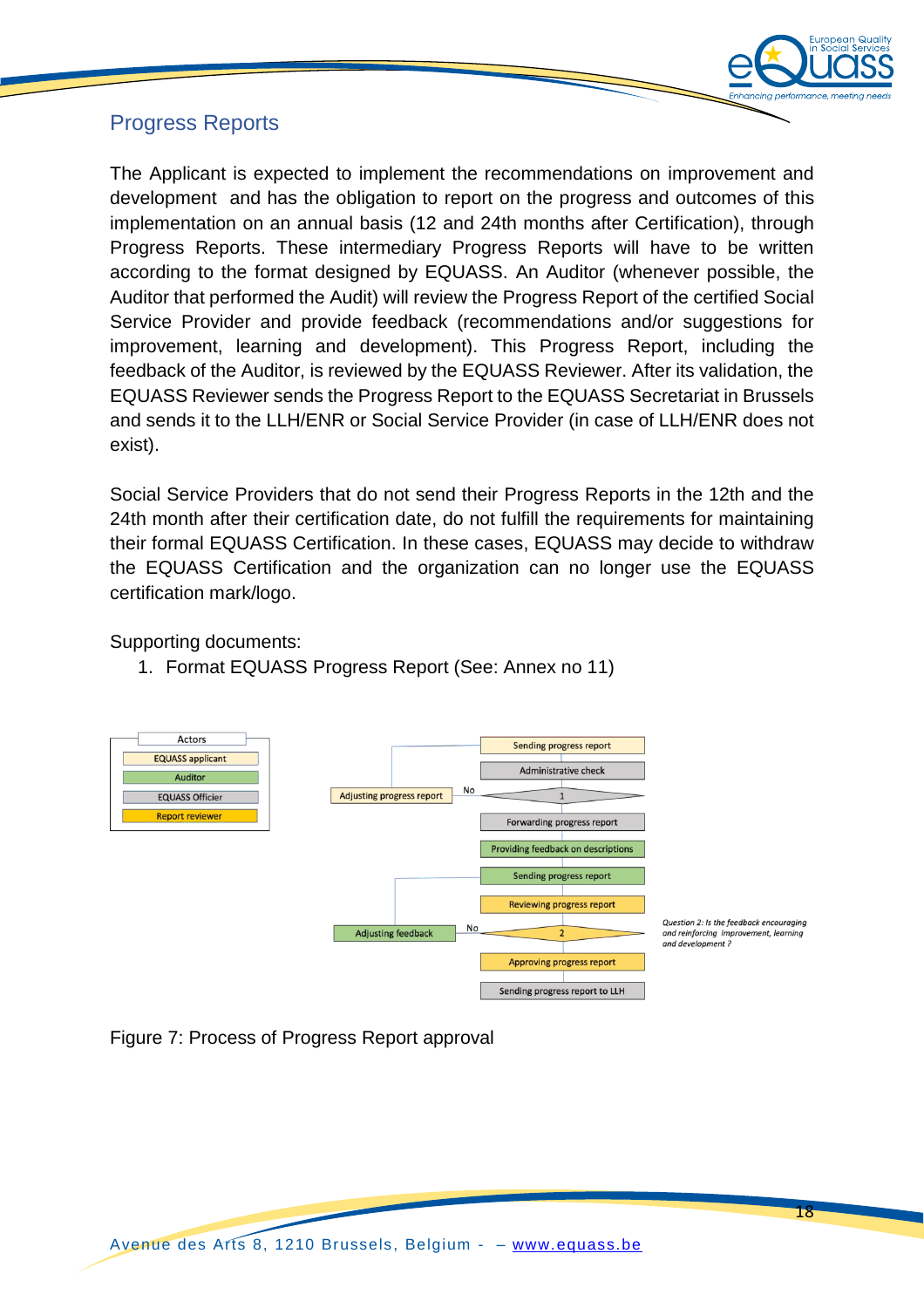## Progress Reports

The Applicant is expected to implement the recommendations on improvement and development and has the obligation to report on the progress and outcomes of this implementation on an annual basis (12 and 24th months after Certification), through Progress Reports. These intermediary Progress Reports will have to be written according to the format designed by EQUASS. An Auditor (whenever possible, the Auditor that performed the Audit) will review the Progress Report of the certified Social Service Provider and provide feedback (recommendations and/or suggestions for improvement, learning and development). This Progress Report, including the feedback of the Auditor, is reviewed by the EQUASS Reviewer. After its validation, the EQUASS Reviewer sends the Progress Report to the EQUASS Secretariat in Brussels and sends it to the LLH/ENR or Social Service Provider (in case of LLH/ENR does not exist).

Social Service Providers that do not send their Progress Reports in the 12th and the 24th month after their certification date, do not fulfill the requirements for maintaining their formal EQUASS Certification. In these cases, EQUASS may decide to withdraw the EQUASS Certification and the organization can no longer use the EQUASS certification mark/logo.

Supporting documents:

1. Format EQUASS Progress Report (See: Annex no 11)

Actors: EQUASS applicant; Auditor; EQUASS Officier; Report reviewer

Sending progress report → Administrative check → 1 (No → Adjusting progress report → Sending progress report) → Forwarding progress report → Providing feedback on descriptions → Sending progress report → Reviewing progress report → 2 (No → Adjusting feedback → Sending progress report) → Approving progress report → Sending progress report to LLH

*Question 2: Is the feedback encouraging and reinforcing improvement, learning and development ?*

Figure 7: Process of Progress Report approval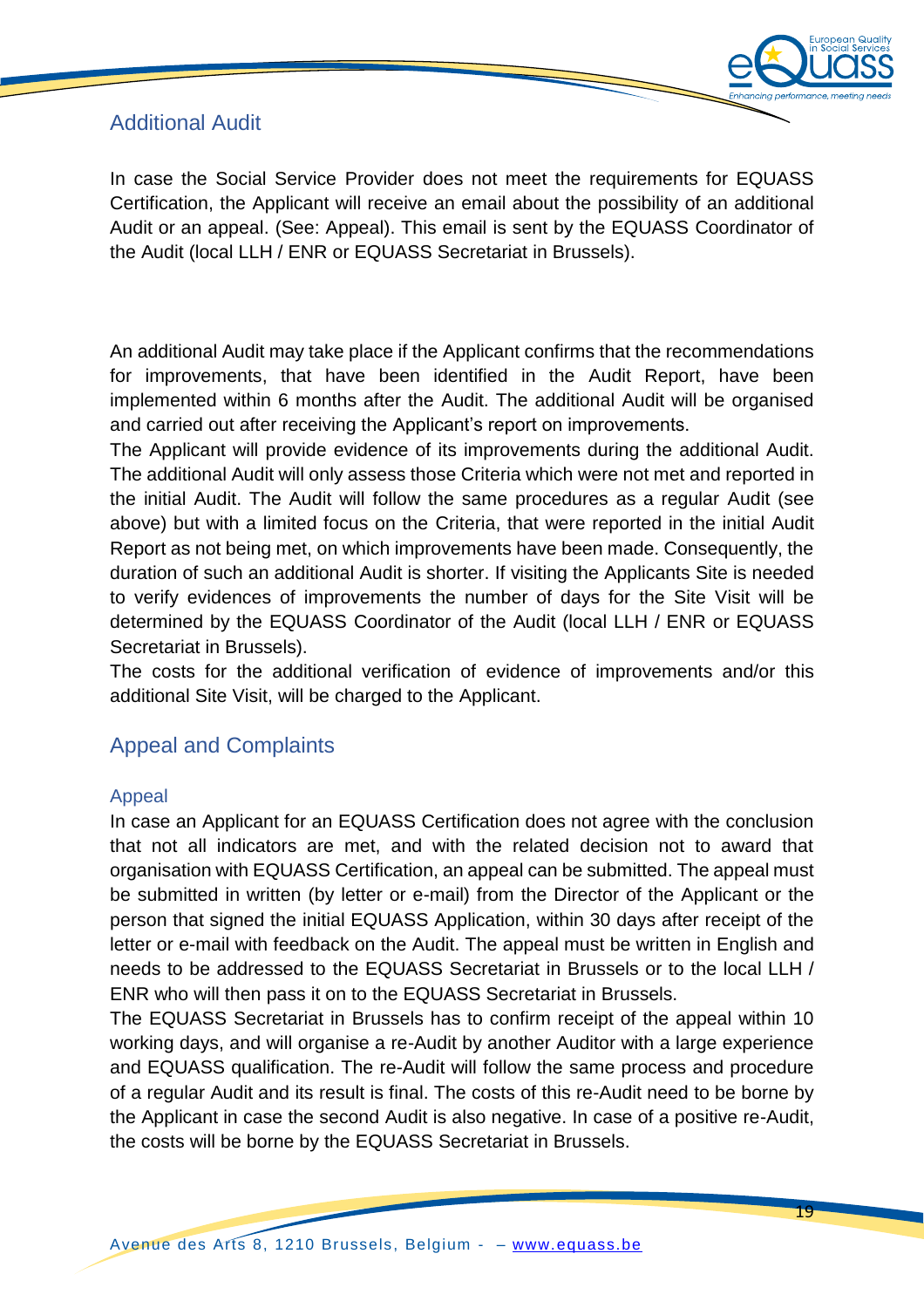## Additional Audit

In case the Social Service Provider does not meet the requirements for EQUASS Certification, the Applicant will receive an email about the possibility of an additional Audit or an appeal. (See: Appeal). This email is sent by the EQUASS Coordinator of the Audit (local LLH / ENR or EQUASS Secretariat in Brussels).

An additional Audit may take place if the Applicant confirms that the recommendations for improvements, that have been identified in the Audit Report, have been implemented within 6 months after the Audit. The additional Audit will be organised and carried out after receiving the Applicant's report on improvements.

The Applicant will provide evidence of its improvements during the additional Audit. The additional Audit will only assess those Criteria which were not met and reported in the initial Audit. The Audit will follow the same procedures as a regular Audit (see above) but with a limited focus on the Criteria, that were reported in the initial Audit Report as not being met, on which improvements have been made. Consequently, the duration of such an additional Audit is shorter. If visiting the Applicants Site is needed to verify evidences of improvements the number of days for the Site Visit will be determined by the EQUASS Coordinator of the Audit (local LLH / ENR or EQUASS Secretariat in Brussels).

The costs for the additional verification of evidence of improvements and/or this additional Site Visit, will be charged to the Applicant.

## Appeal and Complaints

### Appeal

In case an Applicant for an EQUASS Certification does not agree with the conclusion that not all indicators are met, and with the related decision not to award that organisation with EQUASS Certification, an appeal can be submitted. The appeal must be submitted in written (by letter or e-mail) from the Director of the Applicant or the person that signed the initial EQUASS Application, within 30 days after receipt of the letter or e-mail with feedback on the Audit. The appeal must be written in English and needs to be addressed to the EQUASS Secretariat in Brussels or to the local LLH / ENR who will then pass it on to the EQUASS Secretariat in Brussels.

The EQUASS Secretariat in Brussels has to confirm receipt of the appeal within 10 working days, and will organise a re-Audit by another Auditor with a large experience and EQUASS qualification. The re-Audit will follow the same process and procedure of a regular Audit and its result is final. The costs of this re-Audit need to be borne by the Applicant in case the second Audit is also negative. In case of a positive re-Audit, the costs will be borne by the EQUASS Secretariat in Brussels.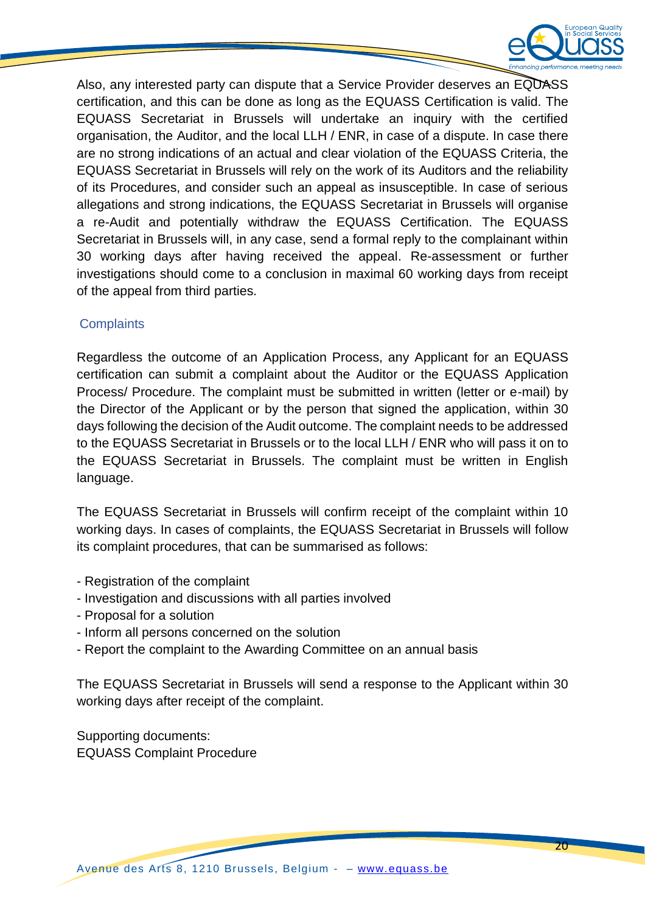Also, any interested party can dispute that a Service Provider deserves an EQUASS certification, and this can be done as long as the EQUASS Certification is valid. The EQUASS Secretariat in Brussels will undertake an inquiry with the certified organisation, the Auditor, and the local LLH / ENR, in case of a dispute. In case there are no strong indications of an actual and clear violation of the EQUASS Criteria, the EQUASS Secretariat in Brussels will rely on the work of its Auditors and the reliability of its Procedures, and consider such an appeal as insusceptible. In case of serious allegations and strong indications, the EQUASS Secretariat in Brussels will organise a re-Audit and potentially withdraw the EQUASS Certification. The EQUASS Secretariat in Brussels will, in any case, send a formal reply to the complainant within 30 working days after having received the appeal. Re-assessment or further investigations should come to a conclusion in maximal 60 working days from receipt of the appeal from third parties.

### Complaints

Regardless the outcome of an Application Process, any Applicant for an EQUASS certification can submit a complaint about the Auditor or the EQUASS Application Process/ Procedure. The complaint must be submitted in written (letter or e-mail) by the Director of the Applicant or by the person that signed the application, within 30 days following the decision of the Audit outcome. The complaint needs to be addressed to the EQUASS Secretariat in Brussels or to the local LLH / ENR who will pass it on to the EQUASS Secretariat in Brussels. The complaint must be written in English language.

The EQUASS Secretariat in Brussels will confirm receipt of the complaint within 10 working days. In cases of complaints, the EQUASS Secretariat in Brussels will follow its complaint procedures, that can be summarised as follows:

- Registration of the complaint
- Investigation and discussions with all parties involved
- Proposal for a solution
- Inform all persons concerned on the solution
- Report the complaint to the Awarding Committee on an annual basis

The EQUASS Secretariat in Brussels will send a response to the Applicant within 30 working days after receipt of the complaint.

Supporting documents:
EQUASS Complaint Procedure